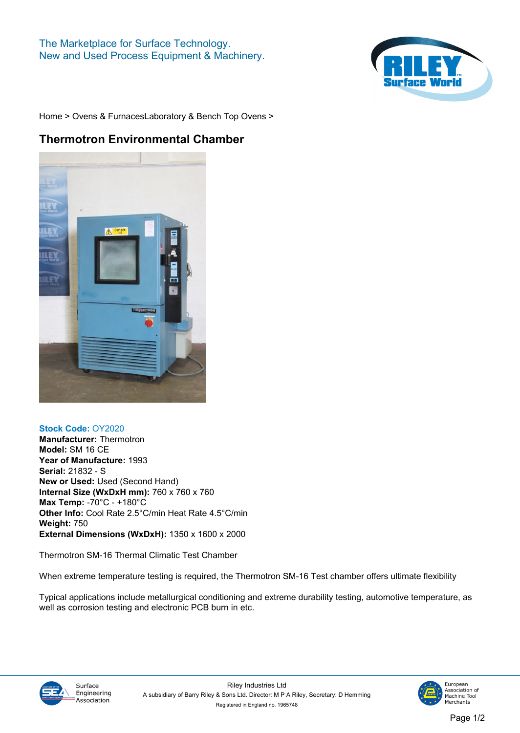The Marketplace for Surface Technology.
New and Used Process Equipment & Machinery.

Home > Ovens & FurnacesLaboratory & Bench Top Ovens >

# Thermotron Environmental Chamber

**Stock Code:** OY2020
**Manufacturer:** Thermotron
**Model:** SM 16 CE
**Year of Manufacture:** 1993
**Serial:** 21832 - S
**New or Used:** Used (Second Hand)
**Internal Size (WxDxH mm):** 760 x 760 x 760
**Max Temp:** -70°C - +180°C
**Other Info:** Cool Rate 2.5°C/min Heat Rate 4.5°C/min
**Weight:** 750
**External Dimensions (WxDxH):** 1350 x 1600 x 2000

Thermotron SM-16 Thermal Climatic Test Chamber

When extreme temperature testing is required, the Thermotron SM-16 Test chamber offers ultimate flexibility

Typical applications include metallurgical conditioning and extreme durability testing, automotive temperature, as well as corrosion testing and electronic PCB burn in etc.

Surface Engineering Association

Riley Industries Ltd
A subsidiary of Barry Riley & Sons Ltd. Director: M P A Riley, Secretary: D Hemming
Registered in England no. 1965748

European Association of Machine Tool Merchants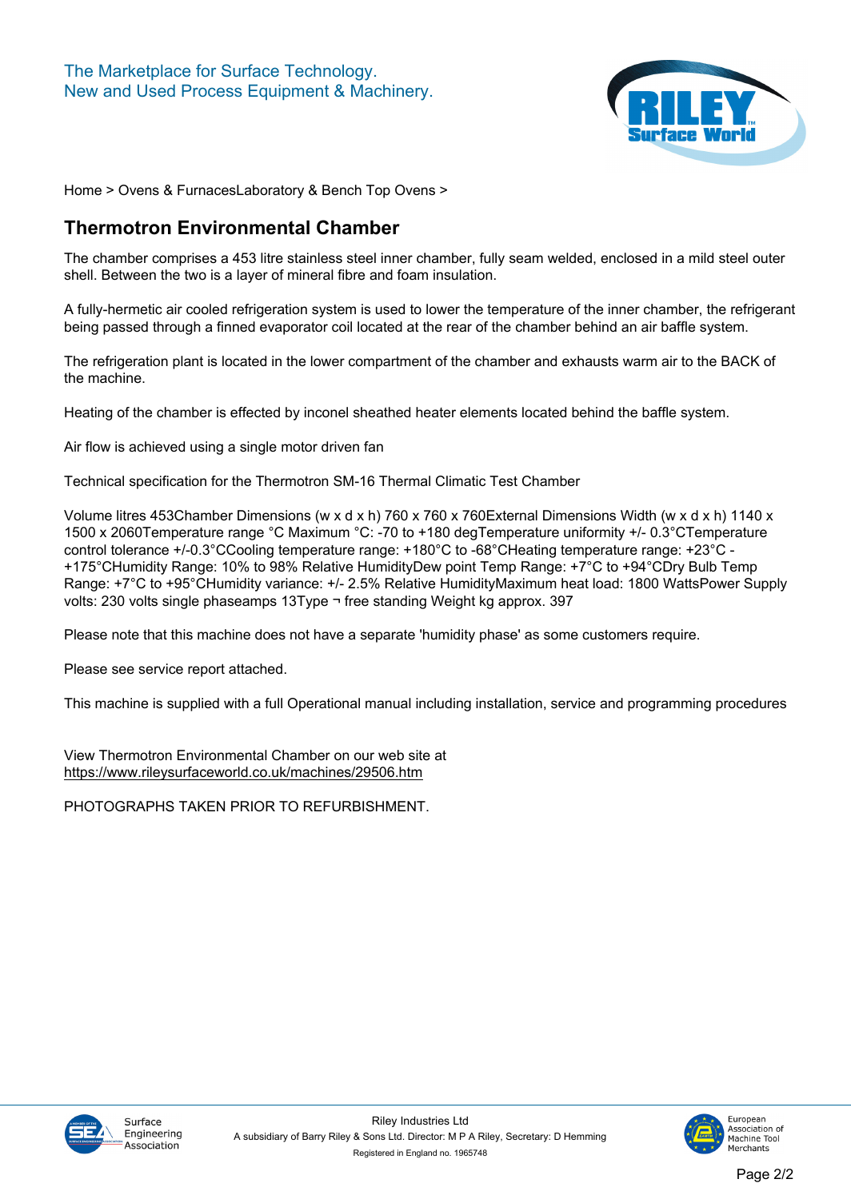The Marketplace for Surface Technology.
New and Used Process Equipment & Machinery.

Home > Ovens & FurnacesLaboratory & Bench Top Ovens >

## Thermotron Environmental Chamber

The chamber comprises a 453 litre stainless steel inner chamber, fully seam welded, enclosed in a mild steel outer shell. Between the two is a layer of mineral fibre and foam insulation.

A fully-hermetic air cooled refrigeration system is used to lower the temperature of the inner chamber, the refrigerant being passed through a finned evaporator coil located at the rear of the chamber behind an air baffle system.

The refrigeration plant is located in the lower compartment of the chamber and exhausts warm air to the BACK of the machine.

Heating of the chamber is effected by inconel sheathed heater elements located behind the baffle system.

Air flow is achieved using a single motor driven fan

Technical specification for the Thermotron SM-16 Thermal Climatic Test Chamber

Volume litres 453Chamber Dimensions (w x d x h) 760 x 760 x 760External Dimensions Width (w x d x h) 1140 x 1500 x 2060Temperature range °C Maximum °C: -70 to +180 degTemperature uniformity +/- 0.3°CTemperature control tolerance +/-0.3°CCooling temperature range: +180°C to -68°CHeating temperature range: +23°C - +175°CHumidity Range: 10% to 98% Relative HumidityDew point Temp Range: +7°C to +94°CDry Bulb Temp Range: +7°C to +95°CHumidity variance: +/- 2.5% Relative HumidityMaximum heat load: 1800 WattsPower Supply volts: 230 volts single phaseamps 13Type ¬ free standing Weight kg approx. 397

Please note that this machine does not have a separate 'humidity phase' as some customers require.

Please see service report attached.

This machine is supplied with a full Operational manual including installation, service and programming procedures

View Thermotron Environmental Chamber on our web site at
https://www.rileysurfaceworld.co.uk/machines/29506.htm

PHOTOGRAPHS TAKEN PRIOR TO REFURBISHMENT.

Riley Industries Ltd
A subsidiary of Barry Riley & Sons Ltd. Director: M P A Riley, Secretary: D Hemming
Registered in England no. 1965748